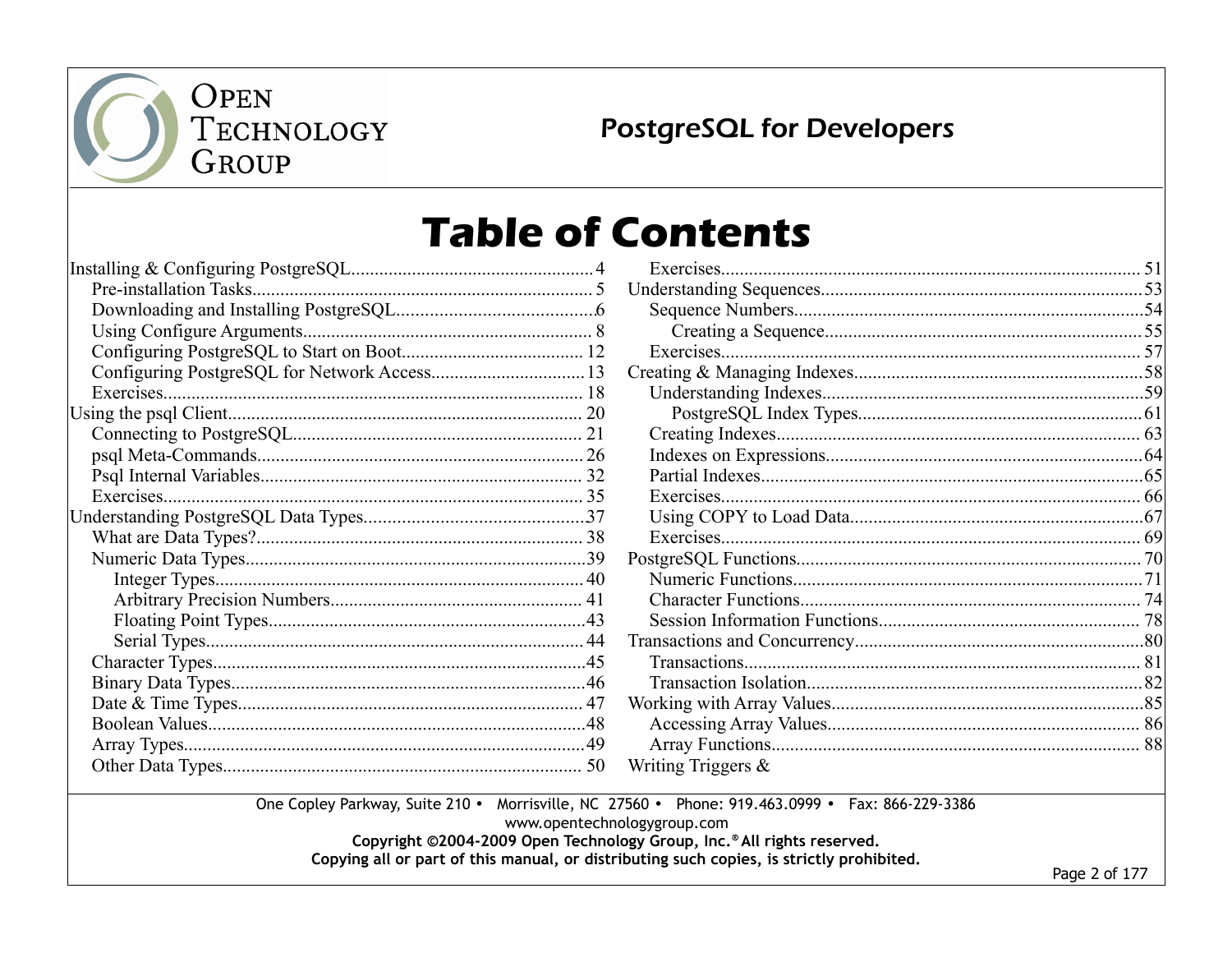# Table of Contents

- Installing & Configuring PostgreSQL....4
  - Pre-installation Tasks....5
  - Downloading and Installing PostgreSQL....6
  - Using Configure Arguments....8
  - Configuring PostgreSQL to Start on Boot....12
  - Configuring PostgreSQL for Network Access....13
  - Exercises....18
- Using the psql Client....20
  - Connecting to PostgreSQL....21
  - psql Meta-Commands....26
  - Psql Internal Variables....32
  - Exercises....35
- Understanding PostgreSQL Data Types....37
  - What are Data Types?....38
  - Numeric Data Types....39
    - Integer Types....40
    - Arbitrary Precision Numbers....41
    - Floating Point Types....43
    - Serial Types....44
  - Character Types....45
  - Binary Data Types....46
  - Date & Time Types....47
  - Boolean Values....48
  - Array Types....49
  - Other Data Types....50
  - Exercises....51
- Understanding Sequences....53
  - Sequence Numbers....54
    - Creating a Sequence....55
  - Exercises....57
- Creating & Managing Indexes....58
  - Understanding Indexes....59
    - PostgreSQL Index Types....61
  - Creating Indexes....63
  - Indexes on Expressions....64
  - Partial Indexes....65
  - Exercises....66
  - Using COPY to Load Data....67
  - Exercises....69
- PostgreSQL Functions....70
  - Numeric Functions....71
  - Character Functions....74
  - Session Information Functions....78
- Transactions and Concurrency....80
  - Transactions....81
  - Transaction Isolation....82
- Working with Array Values....85
  - Accessing Array Values....86
  - Array Functions....88
- Writing Triggers &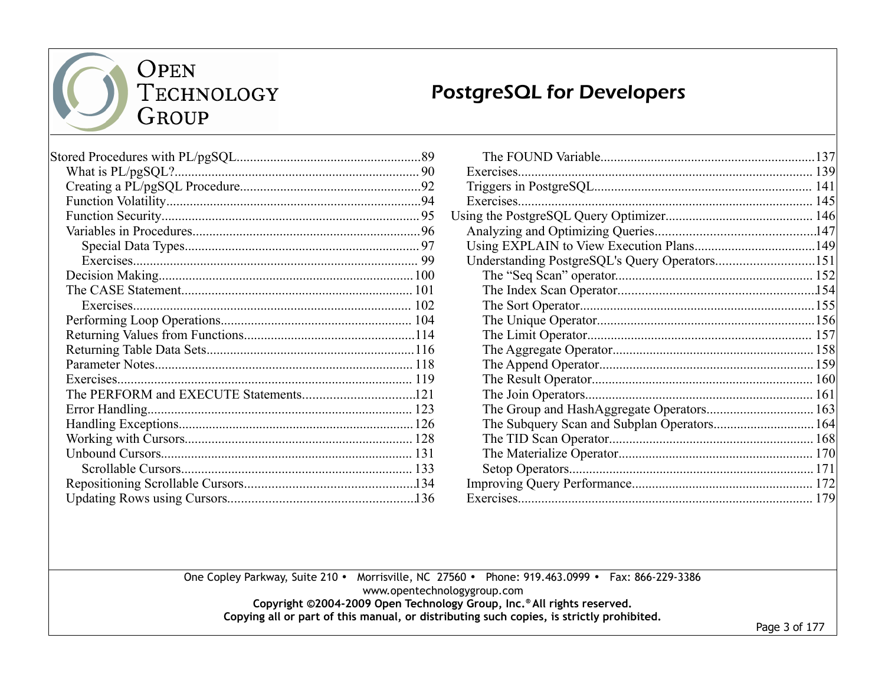Stored Procedures with PL/pgSQL....................................................89
- What is PL/pgSQL?....................................................90
- Creating a PL/pgSQL Procedure....................................................92
- Function Volatility....................................................94
- Function Security....................................................95
- Variables in Procedures....................................................96
  - Special Data Types....................................................97
  - Exercises....................................................99
- Decision Making....................................................100
- The CASE Statement....................................................101
  - Exercises....................................................102
- Performing Loop Operations....................................................104
- Returning Values from Functions....................................................114
- Returning Table Data Sets....................................................116
- Parameter Notes....................................................118
- Exercises....................................................119
- The PERFORM and EXECUTE Statements....................................................121
- Error Handling....................................................123
- Handling Exceptions....................................................126
- Working with Cursors....................................................128
- Unbound Cursors....................................................131
  - Scrollable Cursors....................................................133
- Repositioning Scrollable Cursors....................................................134
- Updating Rows using Cursors....................................................136
  - The FOUND Variable....................................................137
- Exercises....................................................139
- Triggers in PostgreSQL....................................................141
- Exercises....................................................145

Using the PostgreSQL Query Optimizer....................................................146
- Analyzing and Optimizing Queries....................................................147
- Using EXPLAIN to View Execution Plans....................................................149
- Understanding PostgreSQL's Query Operators....................................................151
  - The “Seq Scan” operator....................................................152
  - The Index Scan Operator....................................................154
  - The Sort Operator....................................................155
  - The Unique Operator....................................................156
  - The Limit Operator....................................................157
  - The Aggregate Operator....................................................158
  - The Append Operator....................................................159
  - The Result Operator....................................................160
  - The Join Operators....................................................161
  - The Group and HashAggregate Operators....................................................163
  - The Subquery Scan and Subplan Operators....................................................164
  - The TID Scan Operator....................................................168
  - The Materialize Operator....................................................170
  - Setop Operators....................................................171
- Improving Query Performance....................................................172
- Exercises....................................................179